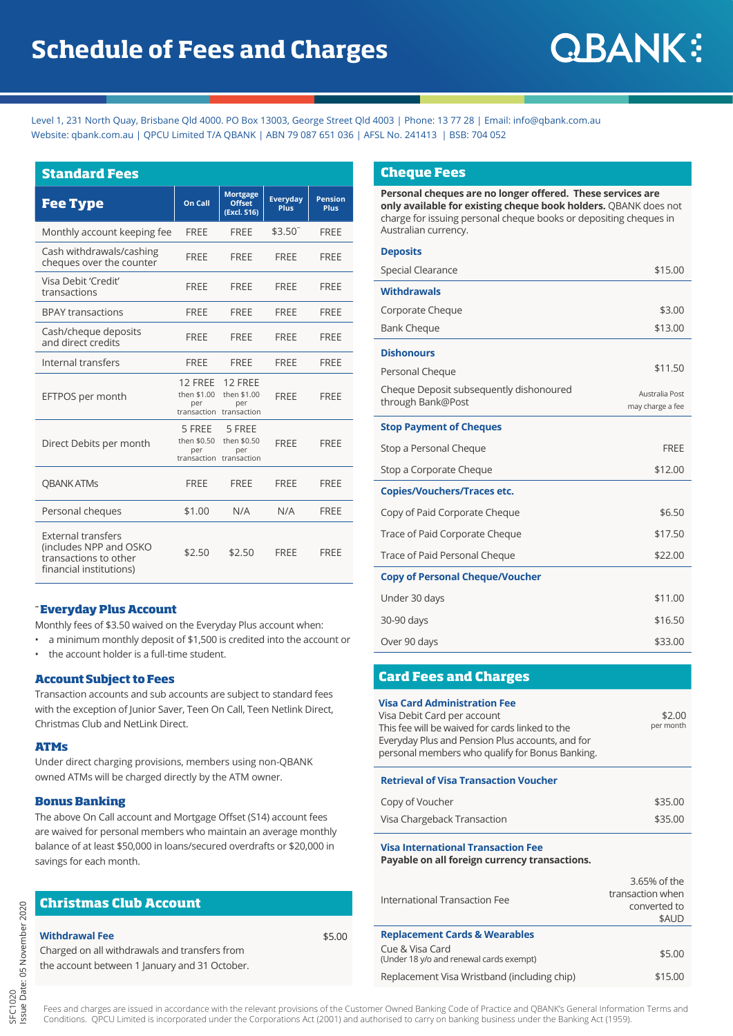# Schedule of Fees and Charges

QBANK

Level 1, 231 North Quay, Brisbane Qld 4000. PO Box 13003, George Street Qld 4003 | Phone: 13 77 28 | Email: info@qbank.com.au
Website: qbank.com.au | QPCU Limited T/A QBANK | ABN 79 087 651 036 | AFSL No. 241413 | BSB: 704 052

## Standard Fees

| Fee Type | On Call | Mortgage Offset (Excl. S16) | Everyday Plus | Pension Plus |
|---|---|---|---|---|
| Monthly account keeping fee | FREE | FREE | $3.50~ | FREE |
| Cash withdrawals/cashing cheques over the counter | FREE | FREE | FREE | FREE |
| Visa Debit 'Credit' transactions | FREE | FREE | FREE | FREE |
| BPAY transactions | FREE | FREE | FREE | FREE |
| Cash/cheque deposits and direct credits | FREE | FREE | FREE | FREE |
| Internal transfers | FREE | FREE | FREE | FREE |
| EFTPOS per month | 12 FREE then $1.00 per transaction | 12 FREE then $1.00 per transaction | FREE | FREE |
| Direct Debits per month | 5 FREE then $0.50 per transaction | 5 FREE then $0.50 per transaction | FREE | FREE |
| QBANK ATMs | FREE | FREE | FREE | FREE |
| Personal cheques | $1.00 | N/A | N/A | FREE |
| External transfers (includes NPP and OSKO transactions to other financial institutions) | $2.50 | $2.50 | FREE | FREE |

### ~Everyday Plus Account

Monthly fees of $3.50 waived on the Everyday Plus account when:

- a minimum monthly deposit of $1,500 is credited into the account or
- the account holder is a full-time student.

### Account Subject to Fees

Transaction accounts and sub accounts are subject to standard fees with the exception of Junior Saver, Teen On Call, Teen Netlink Direct, Christmas Club and NetLink Direct.

### ATMs

Under direct charging provisions, members using non-QBANK owned ATMs will be charged directly by the ATM owner.

### Bonus Banking

The above On Call account and Mortgage Offset (S14) account fees are waived for personal members who maintain an average monthly balance of at least $50,000 in loans/secured overdrafts or $20,000 in savings for each month.

## Christmas Club Account

| | |
|---|---|
| **Withdrawal Fee**<br>Charged on all withdrawals and transfers from the account between 1 January and 31 October. | $5.00 |

## Cheque Fees

**Personal cheques are no longer offered. These services are only available for existing cheque book holders.** QBANK does not charge for issuing personal cheque books or depositing cheques in Australian currency.

| | |
|---|---|
| **Deposits** | |
| Special Clearance | $15.00 |
| **Withdrawals** | |
| Corporate Cheque | $3.00 |
| Bank Cheque | $13.00 |
| **Dishonours** | |
| Personal Cheque | $11.50 |
| Cheque Deposit subsequently dishonoured through Bank@Post | Australia Post may charge a fee |
| **Stop Payment of Cheques** | |
| Stop a Personal Cheque | FREE |
| Stop a Corporate Cheque | $12.00 |
| **Copies/Vouchers/Traces etc.** | |
| Copy of Paid Corporate Cheque | $6.50 |
| Trace of Paid Corporate Cheque | $17.50 |
| Trace of Paid Personal Cheque | $22.00 |
| **Copy of Personal Cheque/Voucher** | |
| Under 30 days | $11.00 |
| 30-90 days | $16.50 |
| Over 90 days | $33.00 |

## Card Fees and Charges

| | |
|---|---|
| **Visa Card Administration Fee**<br>Visa Debit Card per account<br>This fee will be waived for cards linked to the Everyday Plus and Pension Plus accounts, and for personal members who qualify for Bonus Banking. | $2.00 per month |
| **Retrieval of Visa Transaction Voucher** | |
| Copy of Voucher | $35.00 |
| Visa Chargeback Transaction | $35.00 |
| **Visa International Transaction Fee**<br>**Payable on all foreign currency transactions.** | |
| International Transaction Fee | 3.65% of the transaction when converted to $AUD |
| **Replacement Cards & Wearables** | |
| Cue & Visa Card<br>(Under 18 y/o and renewal cards exempt) | $5.00 |
| Replacement Visa Wristband (including chip) | $15.00 |

SFC1020
Issue Date: 05 November 2020

Fees and charges are issued in accordance with the relevant provisions of the Customer Owned Banking Code of Practice and QBANK's General Information Terms and Conditions. QPCU Limited is incorporated under the Corporations Act (2001) and authorised to carry on banking business under the Banking Act (1959).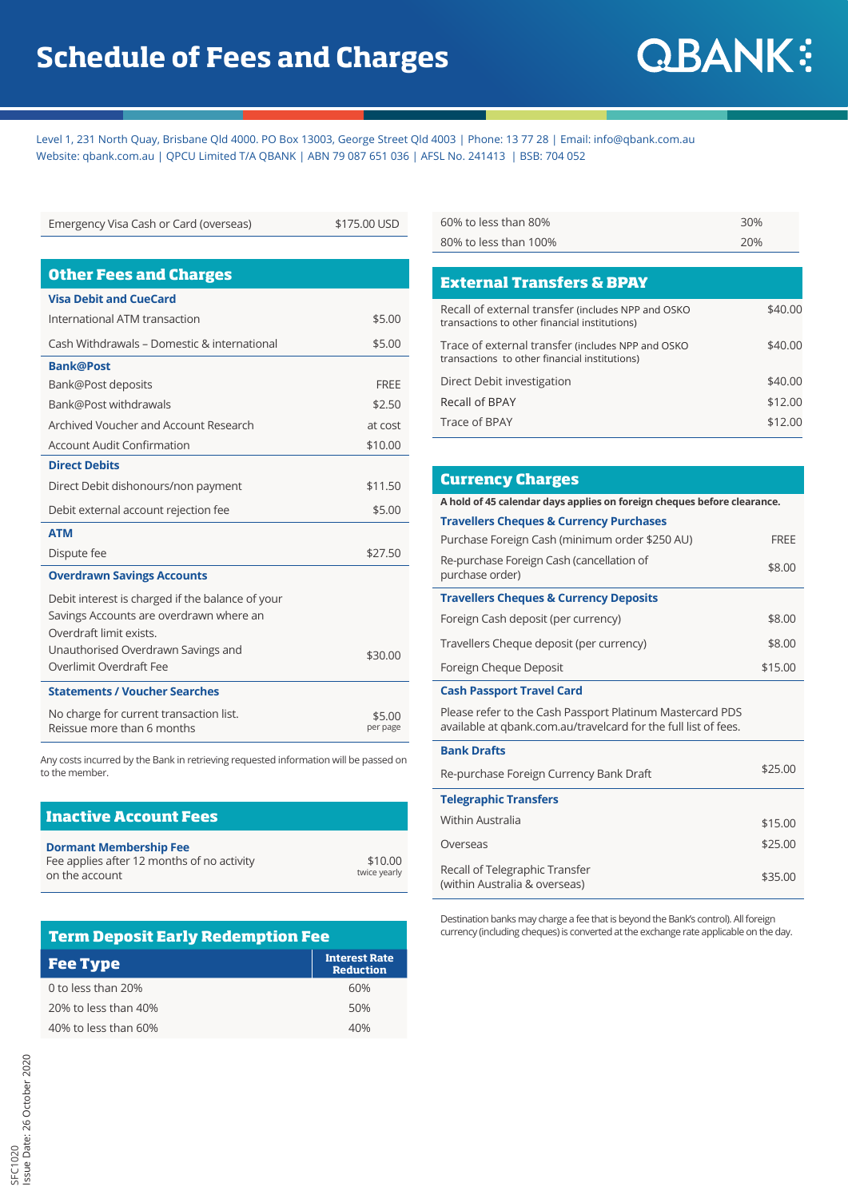# Schedule of Fees and Charges

Level 1, 231 North Quay, Brisbane Qld 4000. PO Box 13003, George Street Qld 4003 | Phone: 13 77 28 | Email: info@qbank.com.au
Website: qbank.com.au | QPCU Limited T/A QBANK | ABN 79 087 651 036 | AFSL No. 241413 | BSB: 704 052

| | |
|---|---|
| Emergency Visa Cash or Card (overseas) | $175.00 USD |

## Other Fees and Charges

| | |
|---|---|
| **Visa Debit and CueCard** | |
| International ATM transaction | $5.00 |
| Cash Withdrawals – Domestic & international | $5.00 |
| **Bank@Post** | |
| Bank@Post deposits | FREE |
| Bank@Post withdrawals | $2.50 |
| Archived Voucher and Account Research | at cost |
| Account Audit Confirmation | $10.00 |
| **Direct Debits** | |
| Direct Debit dishonours/non payment | $11.50 |
| Debit external account rejection fee | $5.00 |
| **ATM** | |
| Dispute fee | $27.50 |
| **Overdrawn Savings Accounts** | |
| Debit interest is charged if the balance of your Savings Accounts are overdrawn where an Overdraft limit exists. Unauthorised Overdrawn Savings and Overlimit Overdraft Fee | $30.00 |
| **Statements / Voucher Searches** | |
| No charge for current transaction list. Reissue more than 6 months | $5.00 per page |

Any costs incurred by the Bank in retrieving requested information will be passed on to the member.

## Inactive Account Fees

| | |
|---|---|
| **Dormant Membership Fee** Fee applies after 12 months of no activity on the account | $10.00 twice yearly |

## Term Deposit Early Redemption Fee

| Fee Type | Interest Rate Reduction |
|---|---|
| 0 to less than 20% | 60% |
| 20% to less than 40% | 50% |
| 40% to less than 60% | 40% |
| 60% to less than 80% | 30% |
| 80% to less than 100% | 20% |

## External Transfers & BPAY

| | |
|---|---|
| Recall of external transfer (includes NPP and OSKO transactions to other financial institutions) | $40.00 |
| Trace of external transfer (includes NPP and OSKO transactions to other financial institutions) | $40.00 |
| Direct Debit investigation | $40.00 |
| Recall of BPAY | $12.00 |
| Trace of BPAY | $12.00 |

## Currency Charges

**A hold of 45 calendar days applies on foreign cheques before clearance.**

| | |
|---|---|
| **Travellers Cheques & Currency Purchases** | |
| Purchase Foreign Cash (minimum order $250 AU) | FREE |
| Re-purchase Foreign Cash (cancellation of purchase order) | $8.00 |
| **Travellers Cheques & Currency Deposits** | |
| Foreign Cash deposit (per currency) | $8.00 |
| Travellers Cheque deposit (per currency) | $8.00 |
| Foreign Cheque Deposit | $15.00 |
| **Cash Passport Travel Card** | |
| Please refer to the Cash Passport Platinum Mastercard PDS available at qbank.com.au/travelcard for the full list of fees. | |
| **Bank Drafts** | |
| Re-purchase Foreign Currency Bank Draft | $25.00 |
| **Telegraphic Transfers** | |
| Within Australia | $15.00 |
| Overseas | $25.00 |
| Recall of Telegraphic Transfer (within Australia & overseas) | $35.00 |

Destination banks may charge a fee that is beyond the Bank's control). All foreign currency (including cheques) is converted at the exchange rate applicable on the day.

SFC1020
Issue Date: 26 October 2020